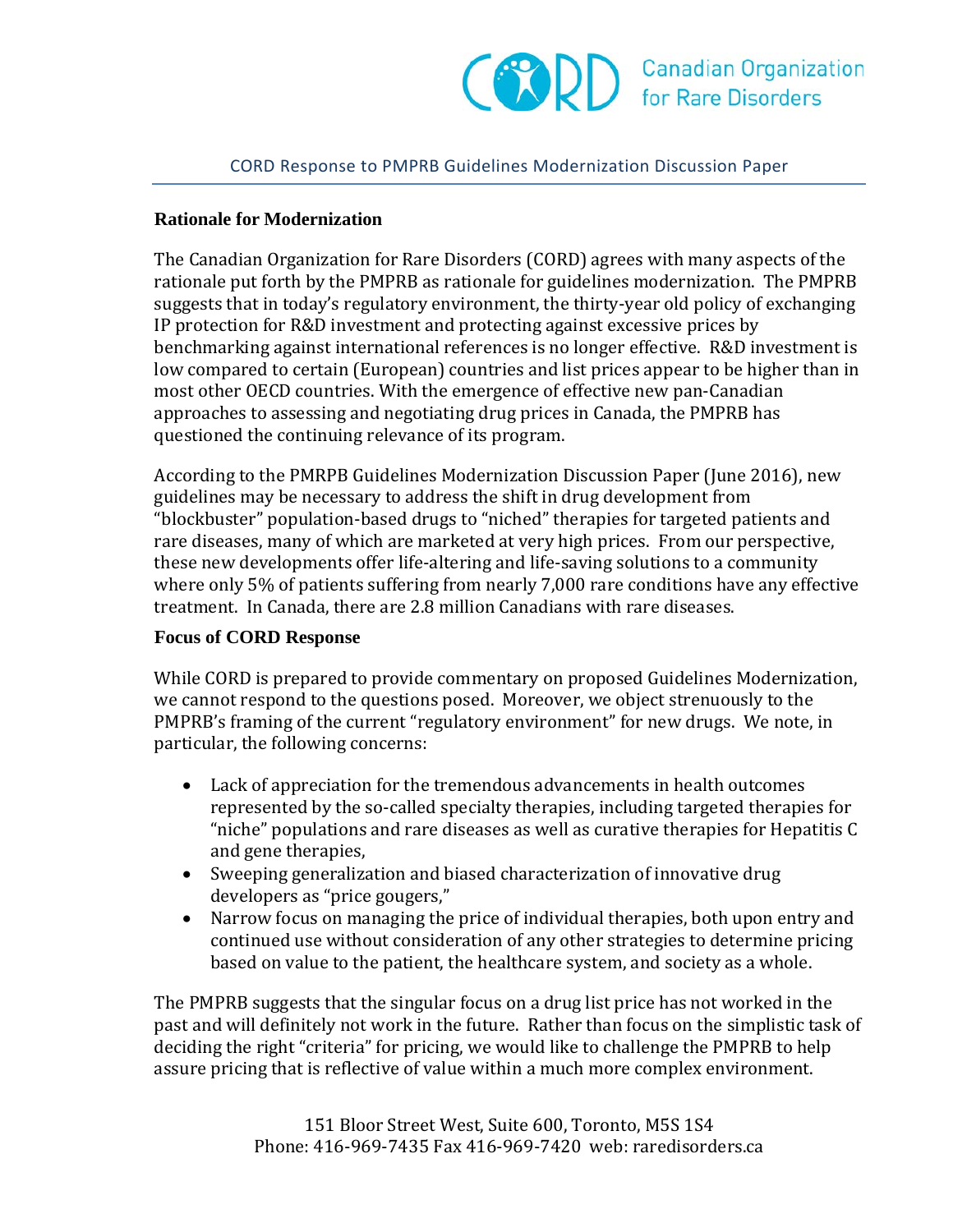Canadian Organization for Rare Disorders

CORD Response to PMPRB Guidelines Modernization Discussion Paper

## Rationale for Modernization

The Canadian Organization for Rare Disorders (CORD) agrees with many aspects of the rationale put forth by the PMPRB as rationale for guidelines modernization. The PMPRB suggests that in today's regulatory environment, the thirty-year old policy of exchanging IP protection for R&D investment and protecting against excessive prices by benchmarking against international references is no longer effective. R&D investment is low compared to certain (European) countries and list prices appear to be higher than in most other OECD countries. With the emergence of effective new pan-Canadian approaches to assessing and negotiating drug prices in Canada, the PMPRB has questioned the continuing relevance of its program.

According to the PMRPB Guidelines Modernization Discussion Paper (June 2016), new guidelines may be necessary to address the shift in drug development from "blockbuster" population-based drugs to "niched" therapies for targeted patients and rare diseases, many of which are marketed at very high prices. From our perspective, these new developments offer life-altering and life-saving solutions to a community where only 5% of patients suffering from nearly 7,000 rare conditions have any effective treatment. In Canada, there are 2.8 million Canadians with rare diseases.

## Focus of CORD Response

While CORD is prepared to provide commentary on proposed Guidelines Modernization, we cannot respond to the questions posed. Moreover, we object strenuously to the PMPRB's framing of the current "regulatory environment" for new drugs. We note, in particular, the following concerns:

- Lack of appreciation for the tremendous advancements in health outcomes represented by the so-called specialty therapies, including targeted therapies for "niche" populations and rare diseases as well as curative therapies for Hepatitis C and gene therapies,
- Sweeping generalization and biased characterization of innovative drug developers as "price gougers,"
- Narrow focus on managing the price of individual therapies, both upon entry and continued use without consideration of any other strategies to determine pricing based on value to the patient, the healthcare system, and society as a whole.

The PMPRB suggests that the singular focus on a drug list price has not worked in the past and will definitely not work in the future. Rather than focus on the simplistic task of deciding the right "criteria" for pricing, we would like to challenge the PMPRB to help assure pricing that is reflective of value within a much more complex environment.

151 Bloor Street West, Suite 600, Toronto, M5S 1S4
Phone: 416-969-7435 Fax 416-969-7420 web: raredisorders.ca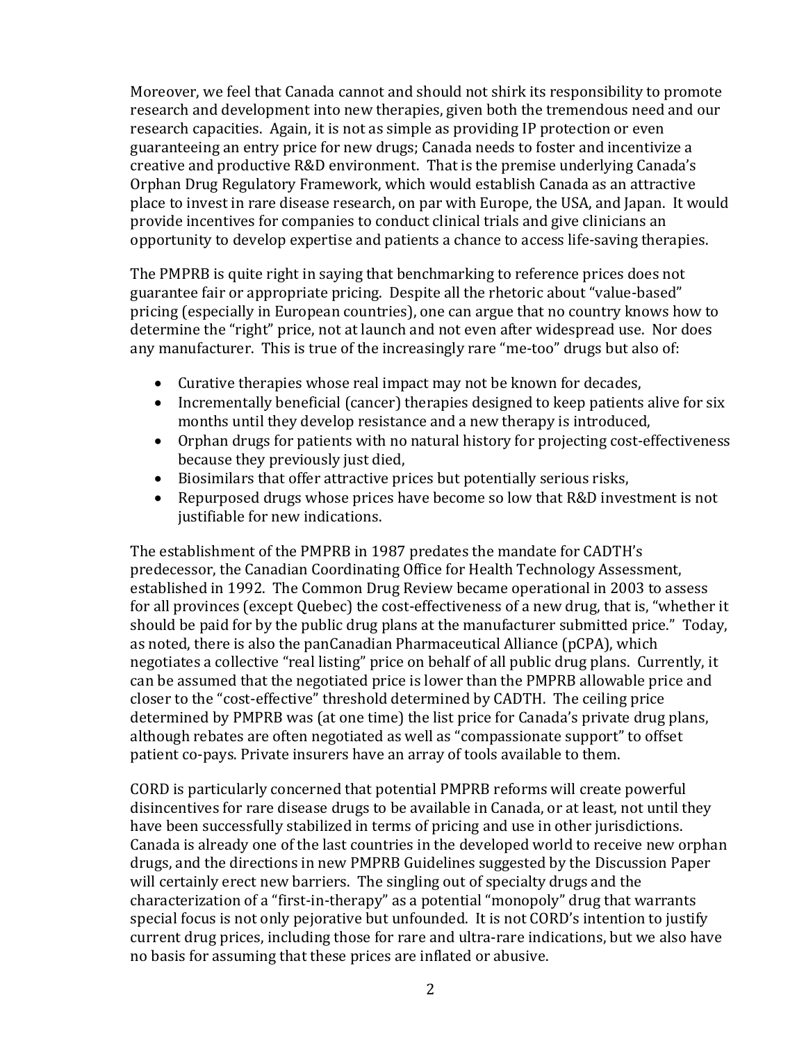Moreover, we feel that Canada cannot and should not shirk its responsibility to promote research and development into new therapies, given both the tremendous need and our research capacities. Again, it is not as simple as providing IP protection or even guaranteeing an entry price for new drugs; Canada needs to foster and incentivize a creative and productive R&D environment. That is the premise underlying Canada's Orphan Drug Regulatory Framework, which would establish Canada as an attractive place to invest in rare disease research, on par with Europe, the USA, and Japan. It would provide incentives for companies to conduct clinical trials and give clinicians an opportunity to develop expertise and patients a chance to access life-saving therapies.

The PMPRB is quite right in saying that benchmarking to reference prices does not guarantee fair or appropriate pricing. Despite all the rhetoric about "value-based" pricing (especially in European countries), one can argue that no country knows how to determine the "right" price, not at launch and not even after widespread use. Nor does any manufacturer. This is true of the increasingly rare "me-too" drugs but also of:

- Curative therapies whose real impact may not be known for decades,
- Incrementally beneficial (cancer) therapies designed to keep patients alive for six months until they develop resistance and a new therapy is introduced,
- Orphan drugs for patients with no natural history for projecting cost-effectiveness because they previously just died,
- Biosimilars that offer attractive prices but potentially serious risks,
- Repurposed drugs whose prices have become so low that R&D investment is not justifiable for new indications.

The establishment of the PMPRB in 1987 predates the mandate for CADTH's predecessor, the Canadian Coordinating Office for Health Technology Assessment, established in 1992. The Common Drug Review became operational in 2003 to assess for all provinces (except Quebec) the cost-effectiveness of a new drug, that is, "whether it should be paid for by the public drug plans at the manufacturer submitted price." Today, as noted, there is also the panCanadian Pharmaceutical Alliance (pCPA), which negotiates a collective "real listing" price on behalf of all public drug plans. Currently, it can be assumed that the negotiated price is lower than the PMPRB allowable price and closer to the "cost-effective" threshold determined by CADTH. The ceiling price determined by PMPRB was (at one time) the list price for Canada's private drug plans, although rebates are often negotiated as well as "compassionate support" to offset patient co-pays. Private insurers have an array of tools available to them.

CORD is particularly concerned that potential PMPRB reforms will create powerful disincentives for rare disease drugs to be available in Canada, or at least, not until they have been successfully stabilized in terms of pricing and use in other jurisdictions. Canada is already one of the last countries in the developed world to receive new orphan drugs, and the directions in new PMPRB Guidelines suggested by the Discussion Paper will certainly erect new barriers. The singling out of specialty drugs and the characterization of a "first-in-therapy" as a potential "monopoly" drug that warrants special focus is not only pejorative but unfounded. It is not CORD's intention to justify current drug prices, including those for rare and ultra-rare indications, but we also have no basis for assuming that these prices are inflated or abusive.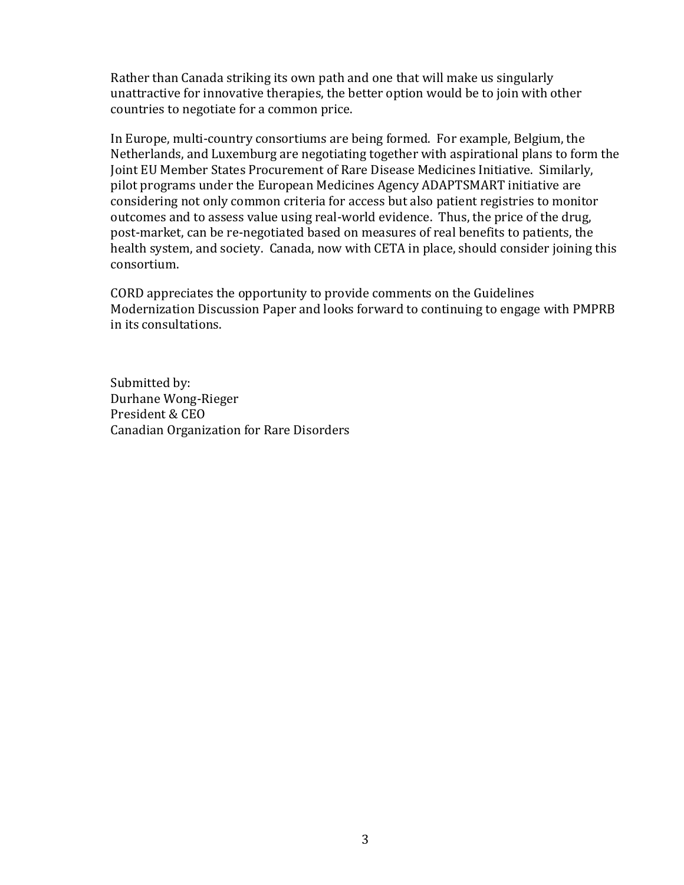Rather than Canada striking its own path and one that will make us singularly unattractive for innovative therapies, the better option would be to join with other countries to negotiate for a common price.

In Europe, multi-country consortiums are being formed. For example, Belgium, the Netherlands, and Luxemburg are negotiating together with aspirational plans to form the Joint EU Member States Procurement of Rare Disease Medicines Initiative. Similarly, pilot programs under the European Medicines Agency ADAPTSMART initiative are considering not only common criteria for access but also patient registries to monitor outcomes and to assess value using real-world evidence. Thus, the price of the drug, post-market, can be re-negotiated based on measures of real benefits to patients, the health system, and society. Canada, now with CETA in place, should consider joining this consortium.

CORD appreciates the opportunity to provide comments on the Guidelines Modernization Discussion Paper and looks forward to continuing to engage with PMPRB in its consultations.

Submitted by:
Durhane Wong-Rieger
President & CEO
Canadian Organization for Rare Disorders